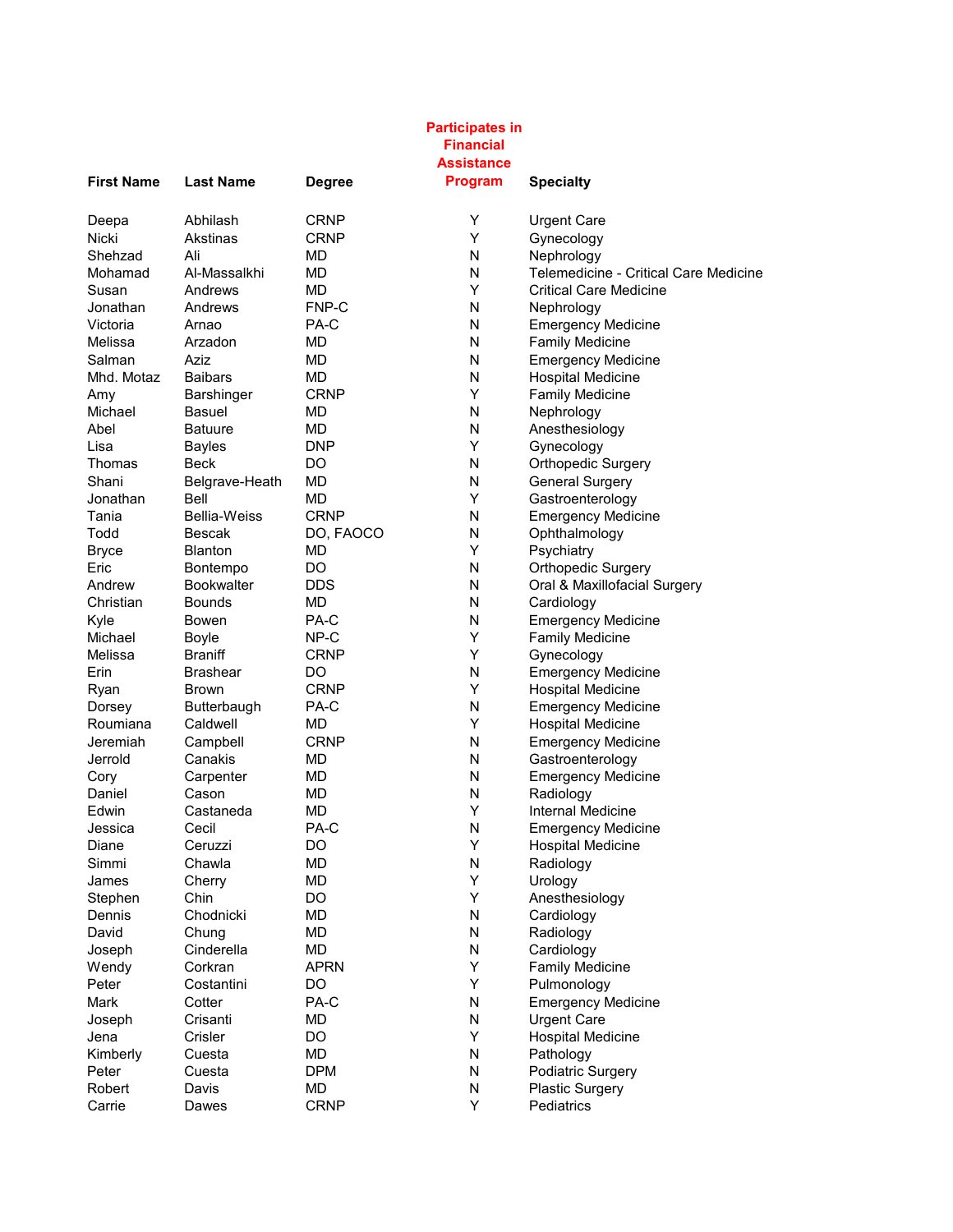| First Name | Last Name | Degree | Participates in Financial Assistance Program | Specialty |
|---|---|---|---|---|
| Deepa | Abhilash | CRNP | Y | Urgent Care |
| Nicki | Akstinas | CRNP | Y | Gynecology |
| Shehzad | Ali | MD | N | Nephrology |
| Mohamad | Al-Massalkhi | MD | N | Telemedicine - Critical Care Medicine |
| Susan | Andrews | MD | Y | Critical Care Medicine |
| Jonathan | Andrews | FNP-C | N | Nephrology |
| Victoria | Arnao | PA-C | N | Emergency Medicine |
| Melissa | Arzadon | MD | N | Family Medicine |
| Salman | Aziz | MD | N | Emergency Medicine |
| Mhd. Motaz | Baibars | MD | N | Hospital Medicine |
| Amy | Barshinger | CRNP | Y | Family Medicine |
| Michael | Basuel | MD | N | Nephrology |
| Abel | Batuure | MD | N | Anesthesiology |
| Lisa | Bayles | DNP | Y | Gynecology |
| Thomas | Beck | DO | N | Orthopedic Surgery |
| Shani | Belgrave-Heath | MD | N | General Surgery |
| Jonathan | Bell | MD | Y | Gastroenterology |
| Tania | Bellia-Weiss | CRNP | N | Emergency Medicine |
| Todd | Bescak | DO, FAOCO | N | Ophthalmology |
| Bryce | Blanton | MD | Y | Psychiatry |
| Eric | Bontempo | DO | N | Orthopedic Surgery |
| Andrew | Bookwalter | DDS | N | Oral & Maxillofacial Surgery |
| Christian | Bounds | MD | N | Cardiology |
| Kyle | Bowen | PA-C | N | Emergency Medicine |
| Michael | Boyle | NP-C | Y | Family Medicine |
| Melissa | Braniff | CRNP | Y | Gynecology |
| Erin | Brashear | DO | N | Emergency Medicine |
| Ryan | Brown | CRNP | Y | Hospital Medicine |
| Dorsey | Butterbaugh | PA-C | N | Emergency Medicine |
| Roumiana | Caldwell | MD | Y | Hospital Medicine |
| Jeremiah | Campbell | CRNP | N | Emergency Medicine |
| Jerrold | Canakis | MD | N | Gastroenterology |
| Cory | Carpenter | MD | N | Emergency Medicine |
| Daniel | Cason | MD | N | Radiology |
| Edwin | Castaneda | MD | Y | Internal Medicine |
| Jessica | Cecil | PA-C | N | Emergency Medicine |
| Diane | Ceruzzi | DO | Y | Hospital Medicine |
| Simmi | Chawla | MD | N | Radiology |
| James | Cherry | MD | Y | Urology |
| Stephen | Chin | DO | Y | Anesthesiology |
| Dennis | Chodnicki | MD | N | Cardiology |
| David | Chung | MD | N | Radiology |
| Joseph | Cinderella | MD | N | Cardiology |
| Wendy | Corkran | APRN | Y | Family Medicine |
| Peter | Costantini | DO | Y | Pulmonology |
| Mark | Cotter | PA-C | N | Emergency Medicine |
| Joseph | Crisanti | MD | N | Urgent Care |
| Jena | Crisler | DO | Y | Hospital Medicine |
| Kimberly | Cuesta | MD | N | Pathology |
| Peter | Cuesta | DPM | N | Podiatric Surgery |
| Robert | Davis | MD | N | Plastic Surgery |
| Carrie | Dawes | CRNP | Y | Pediatrics |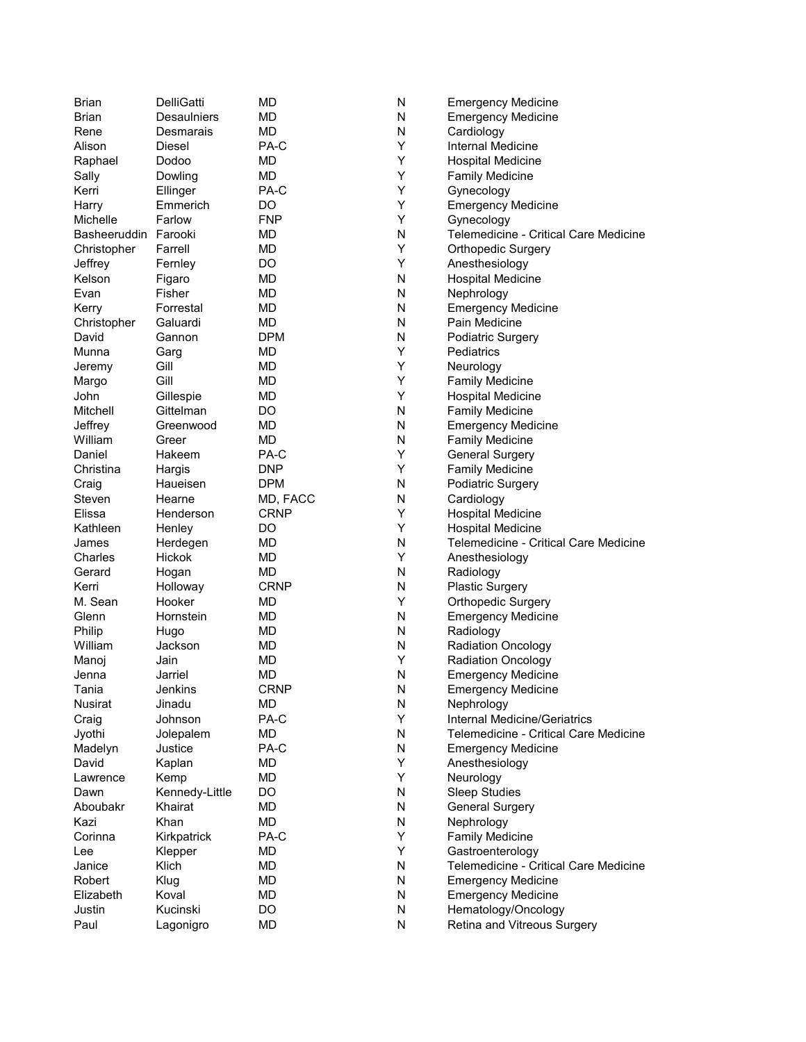| | | | | |
|---|---|---|---|---|
| Brian | DelliGatti | MD | N | Emergency Medicine |
| Brian | Desaulniers | MD | N | Emergency Medicine |
| Rene | Desmarais | MD | N | Cardiology |
| Alison | Diesel | PA-C | Y | Internal Medicine |
| Raphael | Dodoo | MD | Y | Hospital Medicine |
| Sally | Dowling | MD | Y | Family Medicine |
| Kerri | Ellinger | PA-C | Y | Gynecology |
| Harry | Emmerich | DO | Y | Emergency Medicine |
| Michelle | Farlow | FNP | Y | Gynecology |
| Basheeruddin | Farooki | MD | N | Telemedicine - Critical Care Medicine |
| Christopher | Farrell | MD | Y | Orthopedic Surgery |
| Jeffrey | Fernley | DO | Y | Anesthesiology |
| Kelson | Figaro | MD | N | Hospital Medicine |
| Evan | Fisher | MD | N | Nephrology |
| Kerry | Forrestal | MD | N | Emergency Medicine |
| Christopher | Galuardi | MD | N | Pain Medicine |
| David | Gannon | DPM | N | Podiatric Surgery |
| Munna | Garg | MD | Y | Pediatrics |
| Jeremy | Gill | MD | Y | Neurology |
| Margo | Gill | MD | Y | Family Medicine |
| John | Gillespie | MD | Y | Hospital Medicine |
| Mitchell | Gittelman | DO | N | Family Medicine |
| Jeffrey | Greenwood | MD | N | Emergency Medicine |
| William | Greer | MD | N | Family Medicine |
| Daniel | Hakeem | PA-C | Y | General Surgery |
| Christina | Hargis | DNP | Y | Family Medicine |
| Craig | Haueisen | DPM | N | Podiatric Surgery |
| Steven | Hearne | MD, FACC | N | Cardiology |
| Elissa | Henderson | CRNP | Y | Hospital Medicine |
| Kathleen | Henley | DO | Y | Hospital Medicine |
| James | Herdegen | MD | N | Telemedicine - Critical Care Medicine |
| Charles | Hickok | MD | Y | Anesthesiology |
| Gerard | Hogan | MD | N | Radiology |
| Kerri | Holloway | CRNP | N | Plastic Surgery |
| M. Sean | Hooker | MD | Y | Orthopedic Surgery |
| Glenn | Hornstein | MD | N | Emergency Medicine |
| Philip | Hugo | MD | N | Radiology |
| William | Jackson | MD | N | Radiation Oncology |
| Manoj | Jain | MD | Y | Radiation Oncology |
| Jenna | Jarriel | MD | N | Emergency Medicine |
| Tania | Jenkins | CRNP | N | Emergency Medicine |
| Nusirat | Jinadu | MD | N | Nephrology |
| Craig | Johnson | PA-C | Y | Internal Medicine/Geriatrics |
| Jyothi | Jolepalem | MD | N | Telemedicine - Critical Care Medicine |
| Madelyn | Justice | PA-C | N | Emergency Medicine |
| David | Kaplan | MD | Y | Anesthesiology |
| Lawrence | Kemp | MD | Y | Neurology |
| Dawn | Kennedy-Little | DO | N | Sleep Studies |
| Aboubakr | Khairat | MD | N | General Surgery |
| Kazi | Khan | MD | N | Nephrology |
| Corinna | Kirkpatrick | PA-C | Y | Family Medicine |
| Lee | Klepper | MD | Y | Gastroenterology |
| Janice | Klich | MD | N | Telemedicine - Critical Care Medicine |
| Robert | Klug | MD | N | Emergency Medicine |
| Elizabeth | Koval | MD | N | Emergency Medicine |
| Justin | Kucinski | DO | N | Hematology/Oncology |
| Paul | Lagonigro | MD | N | Retina and Vitreous Surgery |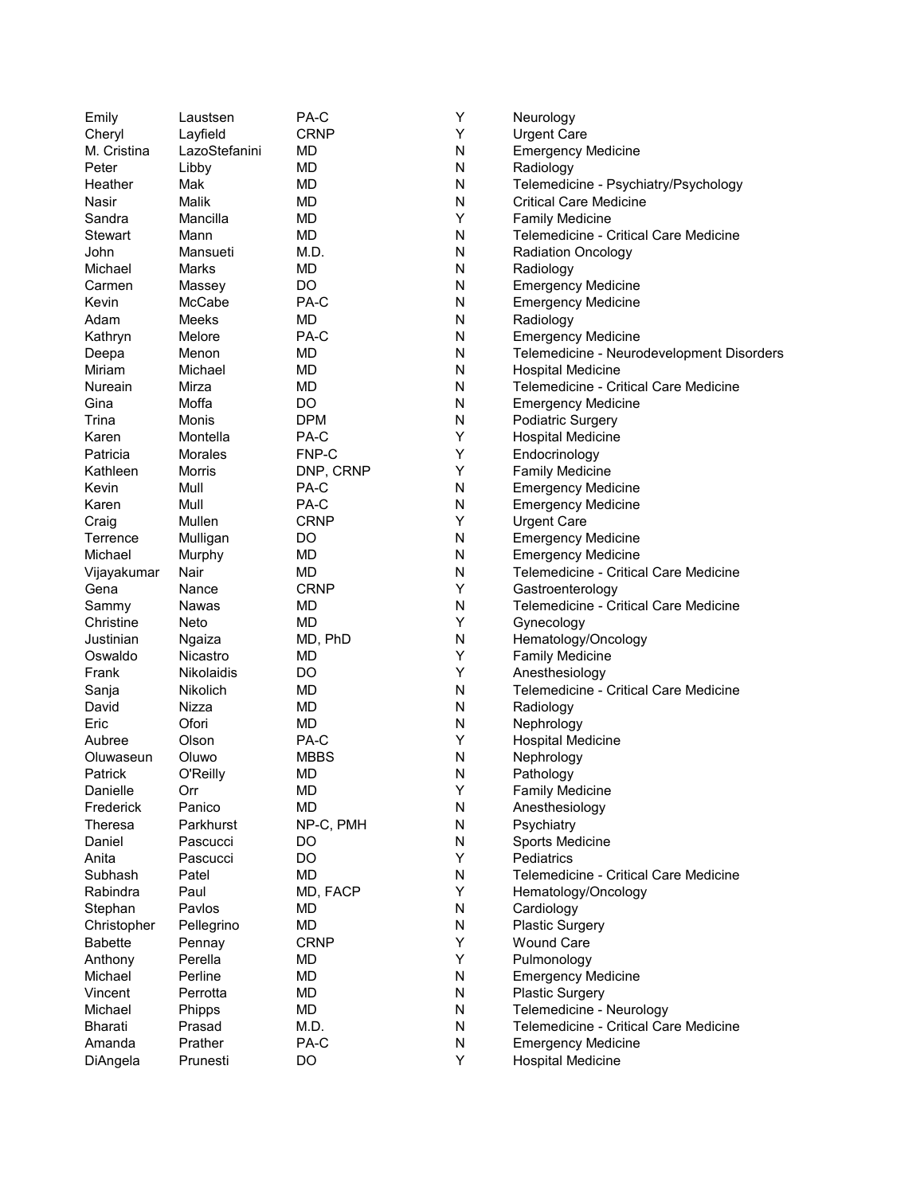| | | | | |
|---|---|---|---|---|
| Emily | Laustsen | PA-C | Y | Neurology |
| Cheryl | Layfield | CRNP | Y | Urgent Care |
| M. Cristina | LazoStefanini | MD | N | Emergency Medicine |
| Peter | Libby | MD | N | Radiology |
| Heather | Mak | MD | N | Telemedicine - Psychiatry/Psychology |
| Nasir | Malik | MD | N | Critical Care Medicine |
| Sandra | Mancilla | MD | Y | Family Medicine |
| Stewart | Mann | MD | N | Telemedicine - Critical Care Medicine |
| John | Mansueti | M.D. | N | Radiation Oncology |
| Michael | Marks | MD | N | Radiology |
| Carmen | Massey | DO | N | Emergency Medicine |
| Kevin | McCabe | PA-C | N | Emergency Medicine |
| Adam | Meeks | MD | N | Radiology |
| Kathryn | Melore | PA-C | N | Emergency Medicine |
| Deepa | Menon | MD | N | Telemedicine - Neurodevelopment Disorders |
| Miriam | Michael | MD | N | Hospital Medicine |
| Nureain | Mirza | MD | N | Telemedicine - Critical Care Medicine |
| Gina | Moffa | DO | N | Emergency Medicine |
| Trina | Monis | DPM | N | Podiatric Surgery |
| Karen | Montella | PA-C | Y | Hospital Medicine |
| Patricia | Morales | FNP-C | Y | Endocrinology |
| Kathleen | Morris | DNP, CRNP | Y | Family Medicine |
| Kevin | Mull | PA-C | N | Emergency Medicine |
| Karen | Mull | PA-C | N | Emergency Medicine |
| Craig | Mullen | CRNP | Y | Urgent Care |
| Terrence | Mulligan | DO | N | Emergency Medicine |
| Michael | Murphy | MD | N | Emergency Medicine |
| Vijayakumar | Nair | MD | N | Telemedicine - Critical Care Medicine |
| Gena | Nance | CRNP | Y | Gastroenterology |
| Sammy | Nawas | MD | N | Telemedicine - Critical Care Medicine |
| Christine | Neto | MD | Y | Gynecology |
| Justinian | Ngaiza | MD, PhD | N | Hematology/Oncology |
| Oswaldo | Nicastro | MD | Y | Family Medicine |
| Frank | Nikolaidis | DO | Y | Anesthesiology |
| Sanja | Nikolich | MD | N | Telemedicine - Critical Care Medicine |
| David | Nizza | MD | N | Radiology |
| Eric | Ofori | MD | N | Nephrology |
| Aubree | Olson | PA-C | Y | Hospital Medicine |
| Oluwaseun | Oluwo | MBBS | N | Nephrology |
| Patrick | O'Reilly | MD | N | Pathology |
| Danielle | Orr | MD | Y | Family Medicine |
| Frederick | Panico | MD | N | Anesthesiology |
| Theresa | Parkhurst | NP-C, PMH | N | Psychiatry |
| Daniel | Pascucci | DO | N | Sports Medicine |
| Anita | Pascucci | DO | Y | Pediatrics |
| Subhash | Patel | MD | N | Telemedicine - Critical Care Medicine |
| Rabindra | Paul | MD, FACP | Y | Hematology/Oncology |
| Stephan | Pavlos | MD | N | Cardiology |
| Christopher | Pellegrino | MD | N | Plastic Surgery |
| Babette | Pennay | CRNP | Y | Wound Care |
| Anthony | Perella | MD | Y | Pulmonology |
| Michael | Perline | MD | N | Emergency Medicine |
| Vincent | Perrotta | MD | N | Plastic Surgery |
| Michael | Phipps | MD | N | Telemedicine - Neurology |
| Bharati | Prasad | M.D. | N | Telemedicine - Critical Care Medicine |
| Amanda | Prather | PA-C | N | Emergency Medicine |
| DiAngela | Prunesti | DO | Y | Hospital Medicine |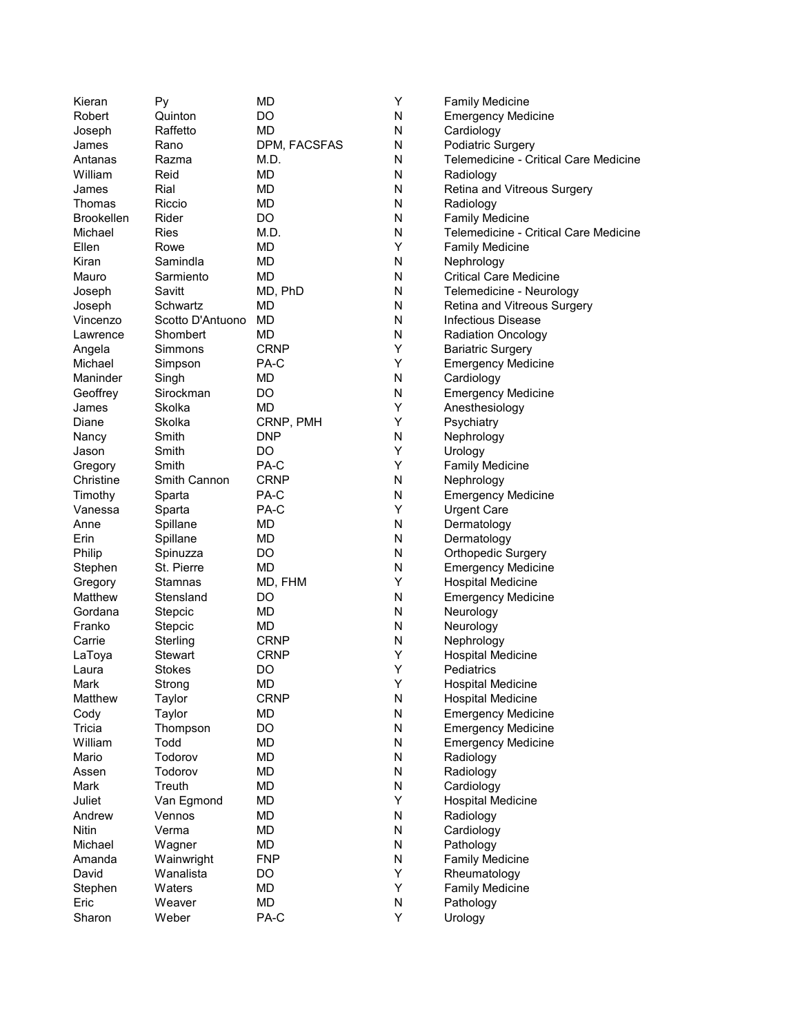| Kieran | Py | MD | Y | Family Medicine |
|---|---|---|---|---|
| Robert | Quinton | DO | N | Emergency Medicine |
| Joseph | Raffetto | MD | N | Cardiology |
| James | Rano | DPM, FACSFAS | N | Podiatric Surgery |
| Antanas | Razma | M.D. | N | Telemedicine - Critical Care Medicine |
| William | Reid | MD | N | Radiology |
| James | Rial | MD | N | Retina and Vitreous Surgery |
| Thomas | Riccio | MD | N | Radiology |
| Brookellen | Rider | DO | N | Family Medicine |
| Michael | Ries | M.D. | N | Telemedicine - Critical Care Medicine |
| Ellen | Rowe | MD | Y | Family Medicine |
| Kiran | Samindla | MD | N | Nephrology |
| Mauro | Sarmiento | MD | N | Critical Care Medicine |
| Joseph | Savitt | MD, PhD | N | Telemedicine - Neurology |
| Joseph | Schwartz | MD | N | Retina and Vitreous Surgery |
| Vincenzo | Scotto D'Antuono | MD | N | Infectious Disease |
| Lawrence | Shombert | MD | N | Radiation Oncology |
| Angela | Simmons | CRNP | Y | Bariatric Surgery |
| Michael | Simpson | PA-C | Y | Emergency Medicine |
| Maninder | Singh | MD | N | Cardiology |
| Geoffrey | Sirockman | DO | N | Emergency Medicine |
| James | Skolka | MD | Y | Anesthesiology |
| Diane | Skolka | CRNP, PMH | Y | Psychiatry |
| Nancy | Smith | DNP | N | Nephrology |
| Jason | Smith | DO | Y | Urology |
| Gregory | Smith | PA-C | Y | Family Medicine |
| Christine | Smith Cannon | CRNP | N | Nephrology |
| Timothy | Sparta | PA-C | N | Emergency Medicine |
| Vanessa | Sparta | PA-C | Y | Urgent Care |
| Anne | Spillane | MD | N | Dermatology |
| Erin | Spillane | MD | N | Dermatology |
| Philip | Spinuzza | DO | N | Orthopedic Surgery |
| Stephen | St. Pierre | MD | N | Emergency Medicine |
| Gregory | Stamnas | MD, FHM | Y | Hospital Medicine |
| Matthew | Stensland | DO | N | Emergency Medicine |
| Gordana | Stepcic | MD | N | Neurology |
| Franko | Stepcic | MD | N | Neurology |
| Carrie | Sterling | CRNP | N | Nephrology |
| LaToya | Stewart | CRNP | Y | Hospital Medicine |
| Laura | Stokes | DO | Y | Pediatrics |
| Mark | Strong | MD | Y | Hospital Medicine |
| Matthew | Taylor | CRNP | N | Hospital Medicine |
| Cody | Taylor | MD | N | Emergency Medicine |
| Tricia | Thompson | DO | N | Emergency Medicine |
| William | Todd | MD | N | Emergency Medicine |
| Mario | Todorov | MD | N | Radiology |
| Assen | Todorov | MD | N | Radiology |
| Mark | Treuth | MD | N | Cardiology |
| Juliet | Van Egmond | MD | Y | Hospital Medicine |
| Andrew | Vennos | MD | N | Radiology |
| Nitin | Verma | MD | N | Cardiology |
| Michael | Wagner | MD | N | Pathology |
| Amanda | Wainwright | FNP | N | Family Medicine |
| David | Wanalista | DO | Y | Rheumatology |
| Stephen | Waters | MD | Y | Family Medicine |
| Eric | Weaver | MD | N | Pathology |
| Sharon | Weber | PA-C | Y | Urology |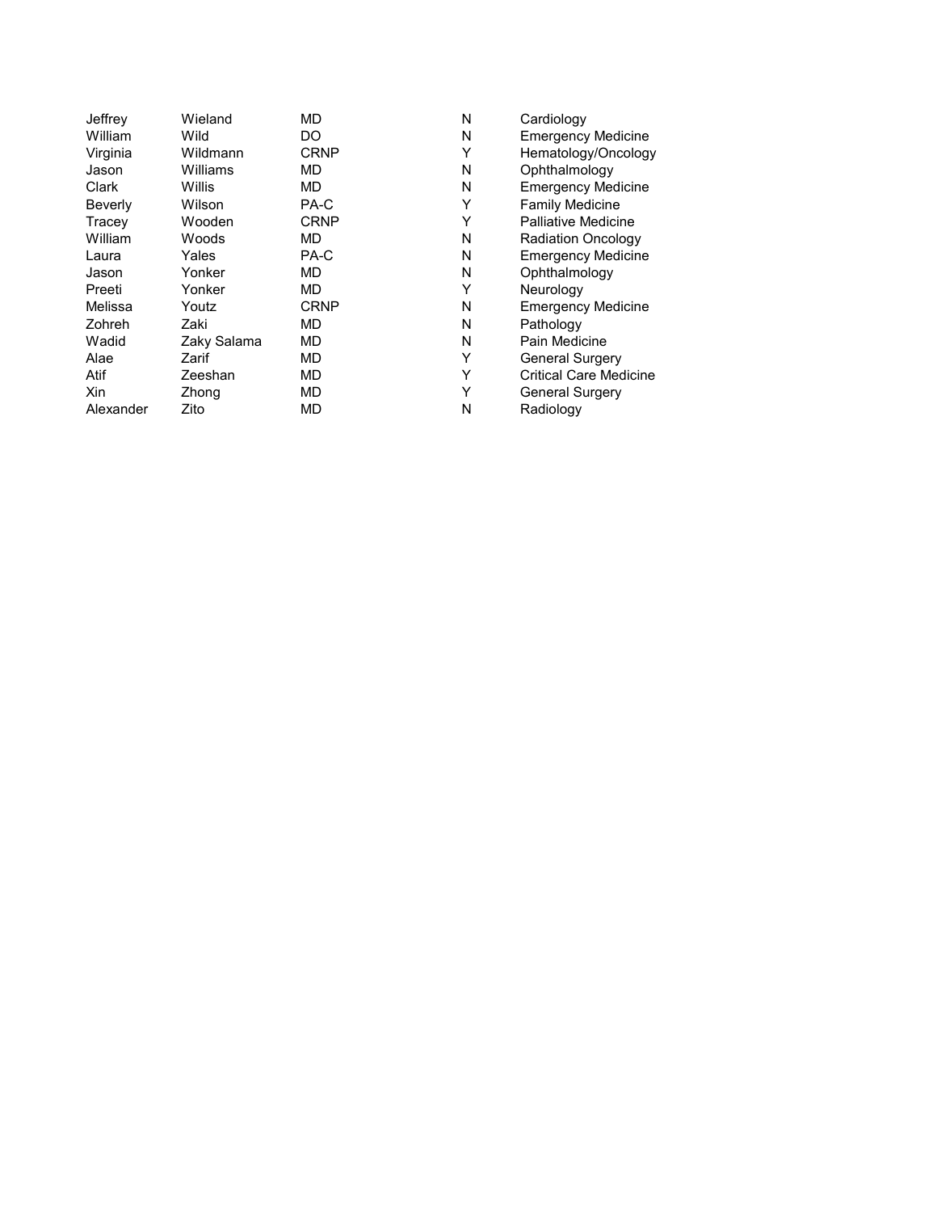| | | | | |
|---|---|---|---|---|
| Jeffrey | Wieland | MD | N | Cardiology |
| William | Wild | DO | N | Emergency Medicine |
| Virginia | Wildmann | CRNP | Y | Hematology/Oncology |
| Jason | Williams | MD | N | Ophthalmology |
| Clark | Willis | MD | N | Emergency Medicine |
| Beverly | Wilson | PA-C | Y | Family Medicine |
| Tracey | Wooden | CRNP | Y | Palliative Medicine |
| William | Woods | MD | N | Radiation Oncology |
| Laura | Yales | PA-C | N | Emergency Medicine |
| Jason | Yonker | MD | N | Ophthalmology |
| Preeti | Yonker | MD | Y | Neurology |
| Melissa | Youtz | CRNP | N | Emergency Medicine |
| Zohreh | Zaki | MD | N | Pathology |
| Wadid | Zaky Salama | MD | N | Pain Medicine |
| Alae | Zarif | MD | Y | General Surgery |
| Atif | Zeeshan | MD | Y | Critical Care Medicine |
| Xin | Zhong | MD | Y | General Surgery |
| Alexander | Zito | MD | N | Radiology |